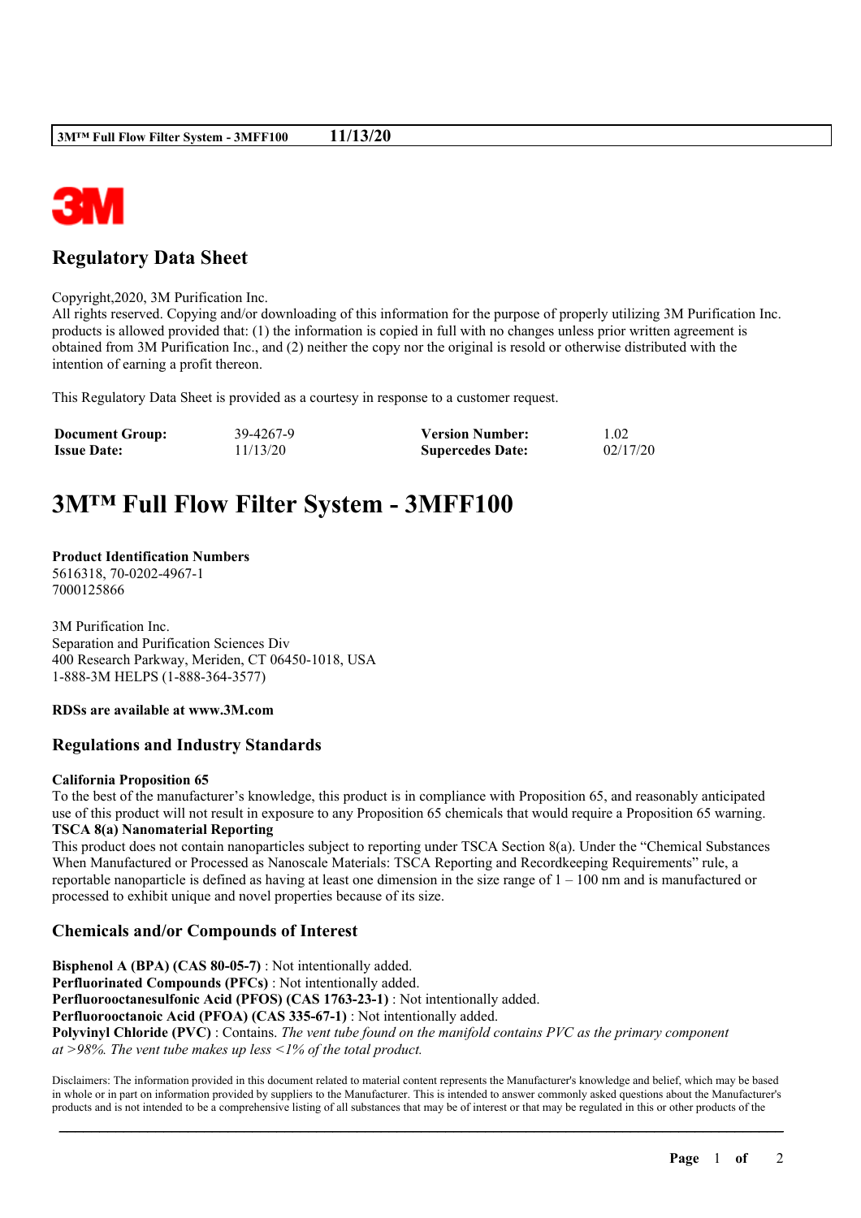# Regulatory Data Sheet

Copyright,2020, 3M Purification Inc.
All rights reserved. Copying and/or downloading of this information for the purpose of properly utilizing 3M Purification Inc. products is allowed provided that: (1) the information is copied in full with no changes unless prior written agreement is obtained from 3M Purification Inc., and (2) neither the copy nor the original is resold or otherwise distributed with the intention of earning a profit thereon.

This Regulatory Data Sheet is provided as a courtesy in response to a customer request.

| **Document Group:** | 39-4267-9 | **Version Number:** | 1.02 |
|---|---|---|---|
| **Issue Date:** | 11/13/20 | **Supercedes Date:** | 02/17/20 |

# 3M™ Full Flow Filter System - 3MFF100

**Product Identification Numbers**
5616318, 70-0202-4967-1
7000125866

3M Purification Inc.
Separation and Purification Sciences Div
400 Research Parkway, Meriden, CT 06450-1018, USA
1-888-3M HELPS (1-888-364-3577)

**RDSs are available at www.3M.com**

## Regulations and Industry Standards

**California Proposition 65**
To the best of the manufacturer's knowledge, this product is in compliance with Proposition 65, and reasonably anticipated use of this product will not result in exposure to any Proposition 65 chemicals that would require a Proposition 65 warning.
**TSCA 8(a) Nanomaterial Reporting**
This product does not contain nanoparticles subject to reporting under TSCA Section 8(a). Under the "Chemical Substances When Manufactured or Processed as Nanoscale Materials: TSCA Reporting and Recordkeeping Requirements" rule, a reportable nanoparticle is defined as having at least one dimension in the size range of 1 – 100 nm and is manufactured or processed to exhibit unique and novel properties because of its size.

## Chemicals and/or Compounds of Interest

**Bisphenol A (BPA) (CAS 80-05-7)** : Not intentionally added.
**Perfluorinated Compounds (PFCs)** : Not intentionally added.
**Perfluorooctanesulfonic Acid (PFOS) (CAS 1763-23-1)** : Not intentionally added.
**Perfluorooctanoic Acid (PFOA) (CAS 335-67-1)** : Not intentionally added.
**Polyvinyl Chloride (PVC)** : Contains. *The vent tube found on the manifold contains PVC as the primary component at >98%. The vent tube makes up less <1% of the total product.*

Disclaimers: The information provided in this document related to material content represents the Manufacturer's knowledge and belief, which may be based in whole or in part on information provided by suppliers to the Manufacturer. This is intended to answer commonly asked questions about the Manufacturer's products and is not intended to be a comprehensive listing of all substances that may be of interest or that may be regulated in this or other products of the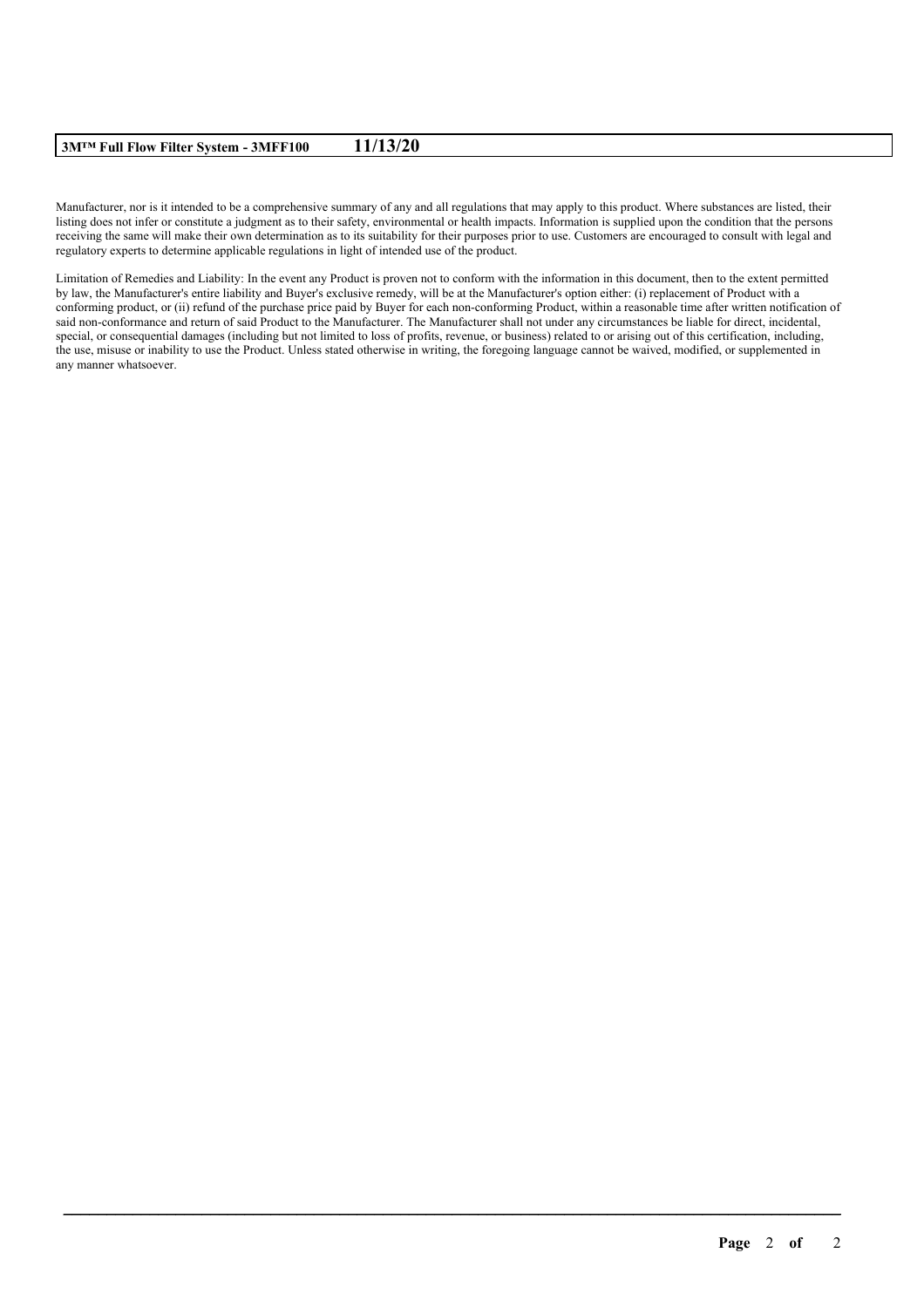Manufacturer, nor is it intended to be a comprehensive summary of any and all regulations that may apply to this product. Where substances are listed, their listing does not infer or constitute a judgment as to their safety, environmental or health impacts. Information is supplied upon the condition that the persons receiving the same will make their own determination as to its suitability for their purposes prior to use. Customers are encouraged to consult with legal and regulatory experts to determine applicable regulations in light of intended use of the product.

Limitation of Remedies and Liability: In the event any Product is proven not to conform with the information in this document, then to the extent permitted by law, the Manufacturer's entire liability and Buyer's exclusive remedy, will be at the Manufacturer's option either: (i) replacement of Product with a conforming product, or (ii) refund of the purchase price paid by Buyer for each non-conforming Product, within a reasonable time after written notification of said non-conformance and return of said Product to the Manufacturer. The Manufacturer shall not under any circumstances be liable for direct, incidental, special, or consequential damages (including but not limited to loss of profits, revenue, or business) related to or arising out of this certification, including, the use, misuse or inability to use the Product. Unless stated otherwise in writing, the foregoing language cannot be waived, modified, or supplemented in any manner whatsoever.